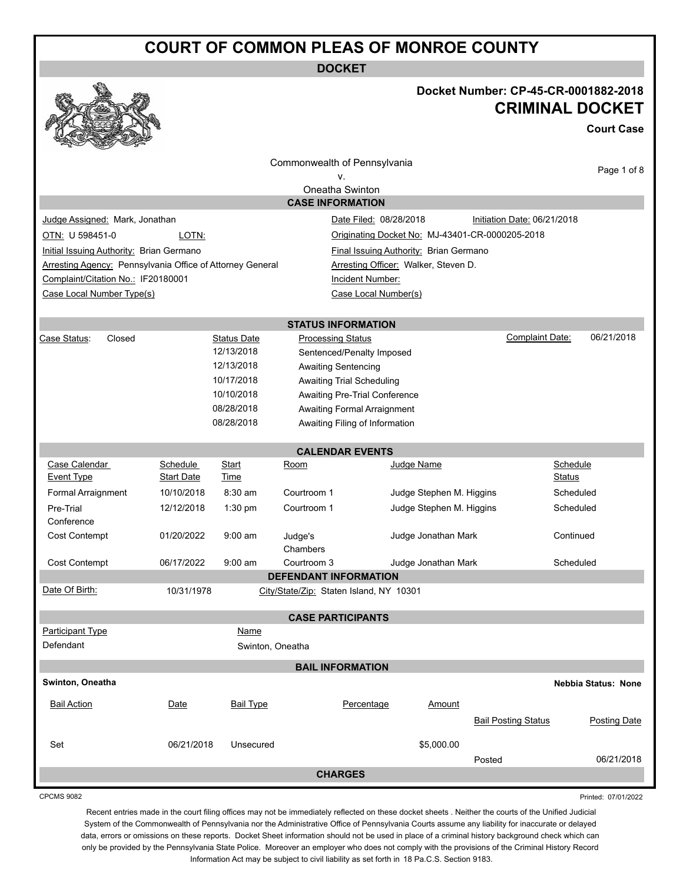# COURT OF COMMON PLEAS OF MONROE COUNTY

## DOCKET

**Docket Number: CP-45-CR-0001882-2018**

**CRIMINAL DOCKET**

**Court Case**

Commonwealth of Pennsylvania
v.
Oneatha Swinton

### CASE INFORMATION

Judge Assigned: Mark, Jonathan
Date Filed: 08/28/2018
Initiation Date: 06/21/2018
OTN: U 598451-0
LOTN:
Originating Docket No: MJ-43401-CR-0000205-2018
Initial Issuing Authority: Brian Germano
Final Issuing Authority: Brian Germano
Arresting Agency: Pennsylvania Office of Attorney General
Arresting Officer: Walker, Steven D.
Complaint/Citation No.: IF20180001
Incident Number:
Case Local Number Type(s)
Case Local Number(s)

### STATUS INFORMATION

Case Status: Closed

Complaint Date: 06/21/2018

| Status Date | Processing Status |
|---|---|
| 12/13/2018 | Sentenced/Penalty Imposed |
| 12/13/2018 | Awaiting Sentencing |
| 10/17/2018 | Awaiting Trial Scheduling |
| 10/10/2018 | Awaiting Pre-Trial Conference |
| 08/28/2018 | Awaiting Formal Arraignment |
| 08/28/2018 | Awaiting Filing of Information |

### CALENDAR EVENTS

| Case Calendar Event Type | Schedule Start Date | Start Time | Room | Judge Name | Schedule Status |
|---|---|---|---|---|---|
| Formal Arraignment | 10/10/2018 | 8:30 am | Courtroom 1 | Judge Stephen M. Higgins | Scheduled |
| Pre-Trial Conference | 12/12/2018 | 1:30 pm | Courtroom 1 | Judge Stephen M. Higgins | Scheduled |
| Cost Contempt | 01/20/2022 | 9:00 am | Judge's Chambers | Judge Jonathan Mark | Continued |
| Cost Contempt | 06/17/2022 | 9:00 am | Courtroom 3 | Judge Jonathan Mark | Scheduled |

### DEFENDANT INFORMATION

Date Of Birth: 10/31/1978
City/State/Zip: Staten Island, NY 10301

### CASE PARTICIPANTS

| Participant Type | Name |
|---|---|
| Defendant | Swinton, Oneatha |

### BAIL INFORMATION

**Swinton, Oneatha**

**Nebbia Status: None**

| Bail Action | Date | Bail Type | Percentage | Amount | Bail Posting Status | Posting Date |
|---|---|---|---|---|---|---|
| Set | 06/21/2018 | Unsecured | | $5,000.00 | Posted | 06/21/2018 |

### CHARGES

CPCMS 9082

Printed: 07/01/2022

Recent entries made in the court filing offices may not be immediately reflected on these docket sheets . Neither the courts of the Unified Judicial System of the Commonwealth of Pennsylvania nor the Administrative Office of Pennsylvania Courts assume any liability for inaccurate or delayed data, errors or omissions on these reports. Docket Sheet information should not be used in place of a criminal history background check which can only be provided by the Pennsylvania State Police. Moreover an employer who does not comply with the provisions of the Criminal History Record Information Act may be subject to civil liability as set forth in 18 Pa.C.S. Section 9183.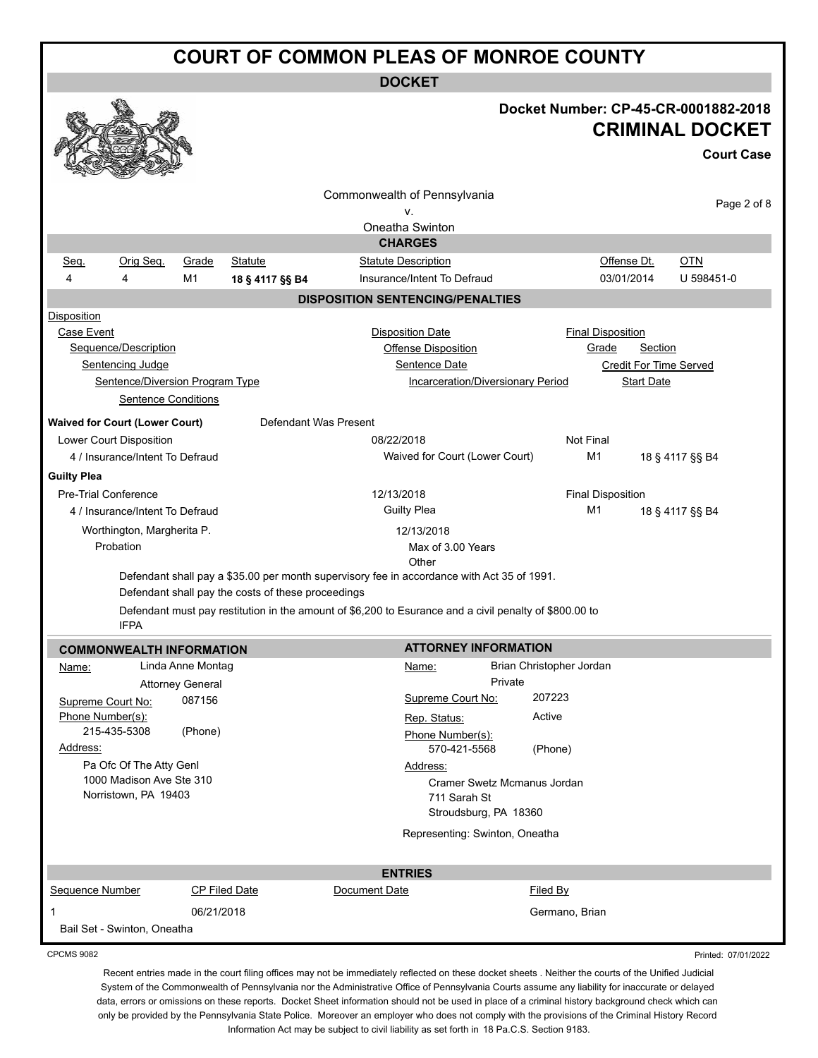# COURT OF COMMON PLEAS OF MONROE COUNTY

## DOCKET

**Docket Number: CP-45-CR-0001882-2018**

**CRIMINAL DOCKET**

**Court Case**

Commonwealth of Pennsylvania
v.
Oneatha Swinton

## CHARGES

| Seq. | Orig Seq. | Grade | Statute | Statute Description | Offense Dt. | OTN |
|---|---|---|---|---|---|---|
| 4 | 4 | M1 | **18 § 4117 §§ B4** | Insurance/Intent To Defraud | 03/01/2014 | U 598451-0 |

## DISPOSITION SENTENCING/PENALTIES

Disposition
Case Event
Sequence/Description
Sentencing Judge
Sentence/Diversion Program Type
Sentence Conditions

Disposition Date
Offense Disposition
Sentence Date
Incarceration/Diversionary Period

Final Disposition
Grade Section
Credit For Time Served
Start Date

**Waived for Court (Lower Court)** Defendant Was Present

Lower Court Disposition — 08/22/2018 — Not Final
4 / Insurance/Intent To Defraud — Waived for Court (Lower Court) — M1 — 18 § 4117 §§ B4

**Guilty Plea**

Pre-Trial Conference — 12/13/2018 — Final Disposition
4 / Insurance/Intent To Defraud — Guilty Plea — M1 — 18 § 4117 §§ B4
Worthington, Margherita P. — 12/13/2018
Probation — Max of 3.00 Years
Other

Defendant shall pay a $35.00 per month supervisory fee in accordance with Act 35 of 1991.
Defendant shall pay the costs of these proceedings
Defendant must pay restitution in the amount of $6,200 to Esurance and a civil penalty of $800.00 to IFPA

## COMMONWEALTH INFORMATION

Name: Linda Anne Montag
Attorney General
Supreme Court No: 087156
Phone Number(s):
215-435-5308 (Phone)
Address:
Pa Ofc Of The Atty Genl
1000 Madison Ave Ste 310
Norristown, PA 19403

## ATTORNEY INFORMATION

Name: Brian Christopher Jordan
Private
Supreme Court No: 207223
Rep. Status: Active
Phone Number(s):
570-421-5568 (Phone)
Address:
Cramer Swetz Mcmanus Jordan
711 Sarah St
Stroudsburg, PA 18360
Representing: Swinton, Oneatha

## ENTRIES

| Sequence Number | CP Filed Date | Document Date | Filed By |
|---|---|---|---|
| 1 | 06/21/2018 | | Germano, Brian |
| Bail Set - Swinton, Oneatha | | | |

CPCMS 9082

Printed: 07/01/2022

Recent entries made in the court filing offices may not be immediately reflected on these docket sheets . Neither the courts of the Unified Judicial System of the Commonwealth of Pennsylvania nor the Administrative Office of Pennsylvania Courts assume any liability for inaccurate or delayed data, errors or omissions on these reports. Docket Sheet information should not be used in place of a criminal history background check which can only be provided by the Pennsylvania State Police. Moreover an employer who does not comply with the provisions of the Criminal History Record Information Act may be subject to civil liability as set forth in 18 Pa.C.S. Section 9183.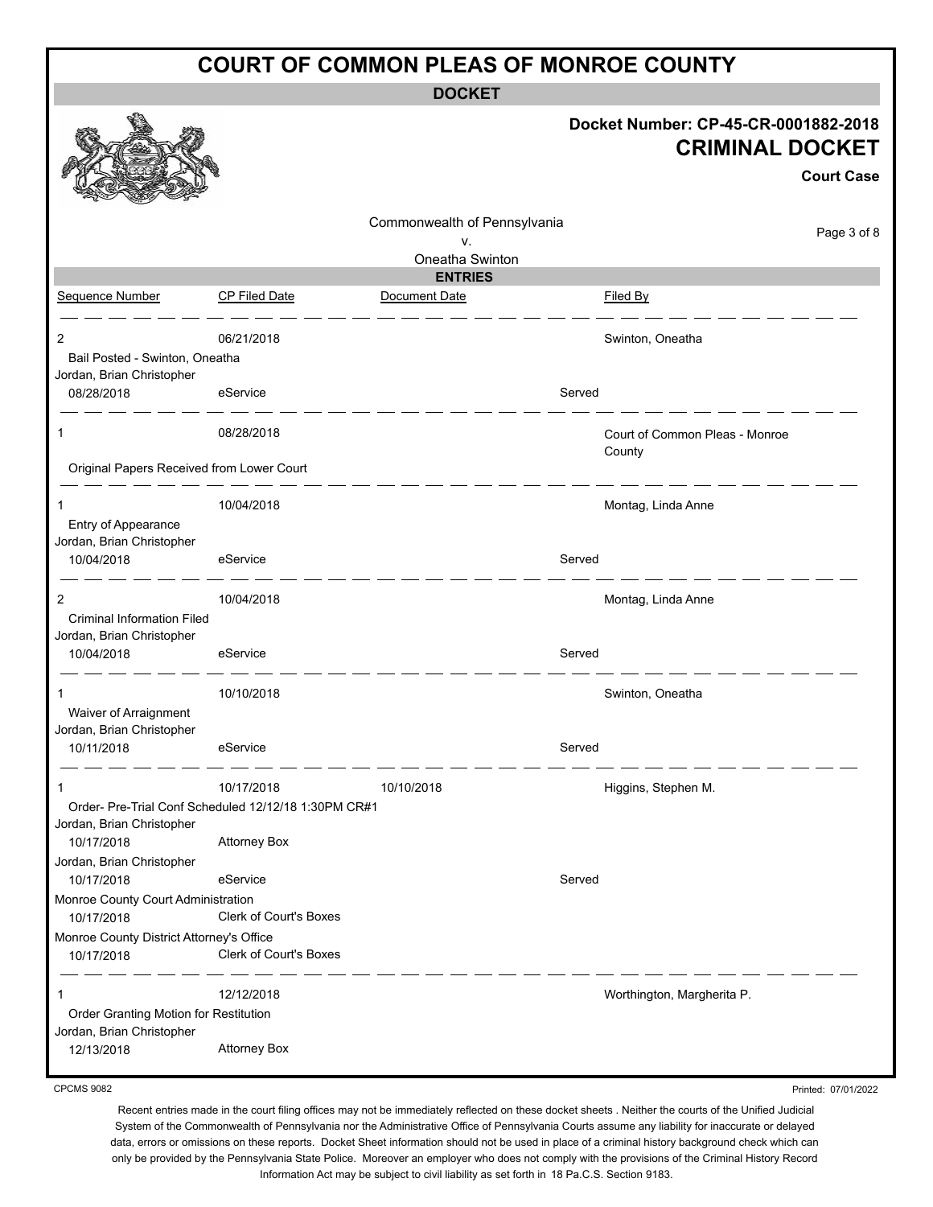# COURT OF COMMON PLEAS OF MONROE COUNTY

## DOCKET

**Docket Number: CP-45-CR-0001882-2018**

## CRIMINAL DOCKET

**Court Case**

Commonwealth of Pennsylvania
v.
Oneatha Swinton

### ENTRIES

| Sequence Number | CP Filed Date | Document Date | | Filed By |
|---|---|---|---|---|
| 2 | 06/21/2018 | | | Swinton, Oneatha |
| Bail Posted - Swinton, Oneatha | | | | |
| Jordan, Brian Christopher | | | | |
| 08/28/2018 | eService | | Served | |
| 1 | 08/28/2018 | | | Court of Common Pleas - Monroe County |
| Original Papers Received from Lower Court | | | | |
| 1 | 10/04/2018 | | | Montag, Linda Anne |
| Entry of Appearance | | | | |
| Jordan, Brian Christopher | | | | |
| 10/04/2018 | eService | | Served | |
| 2 | 10/04/2018 | | | Montag, Linda Anne |
| Criminal Information Filed | | | | |
| Jordan, Brian Christopher | | | | |
| 10/04/2018 | eService | | Served | |
| 1 | 10/10/2018 | | | Swinton, Oneatha |
| Waiver of Arraignment | | | | |
| Jordan, Brian Christopher | | | | |
| 10/11/2018 | eService | | Served | |
| 1 | 10/17/2018 | 10/10/2018 | | Higgins, Stephen M. |
| Order- Pre-Trial Conf Scheduled 12/12/18 1:30PM CR#1 | | | | |
| Jordan, Brian Christopher | | | | |
| 10/17/2018 | Attorney Box | | | |
| Jordan, Brian Christopher | | | | |
| 10/17/2018 | eService | | Served | |
| Monroe County Court Administration | | | | |
| 10/17/2018 | Clerk of Court's Boxes | | | |
| Monroe County District Attorney's Office | | | | |
| 10/17/2018 | Clerk of Court's Boxes | | | |
| 1 | 12/12/2018 | | | Worthington, Margherita P. |
| Order Granting Motion for Restitution | | | | |
| Jordan, Brian Christopher | | | | |
| 12/13/2018 | Attorney Box | | | |

CPCMS 9082

Printed: 07/01/2022

Recent entries made in the court filing offices may not be immediately reflected on these docket sheets . Neither the courts of the Unified Judicial System of the Commonwealth of Pennsylvania nor the Administrative Office of Pennsylvania Courts assume any liability for inaccurate or delayed data, errors or omissions on these reports. Docket Sheet information should not be used in place of a criminal history background check which can only be provided by the Pennsylvania State Police. Moreover an employer who does not comply with the provisions of the Criminal History Record Information Act may be subject to civil liability as set forth in 18 Pa.C.S. Section 9183.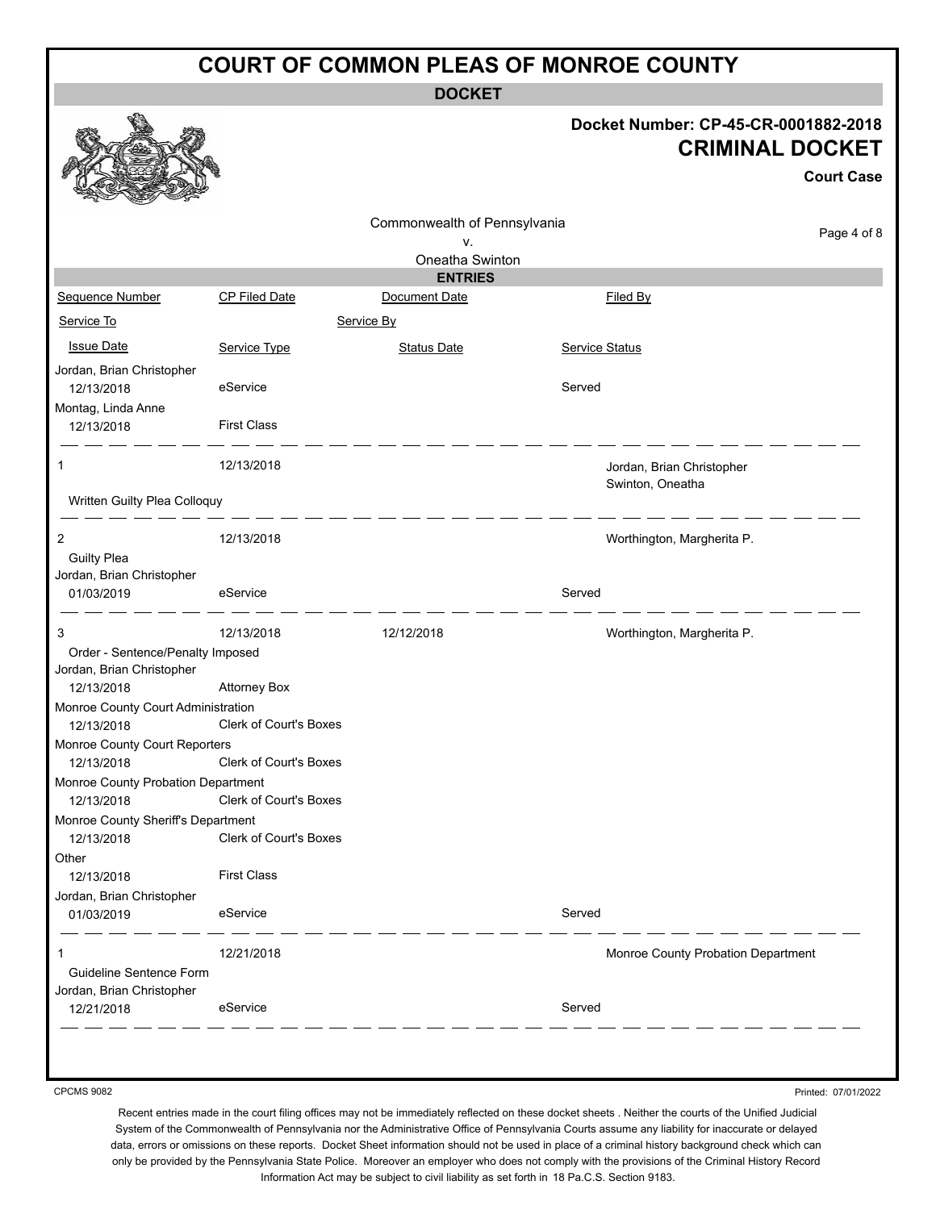# COURT OF COMMON PLEAS OF MONROE COUNTY

## DOCKET

**Docket Number: CP-45-CR-0001882-2018**

**CRIMINAL DOCKET**

**Court Case**

Commonwealth of Pennsylvania
v.
Oneatha Swinton

### ENTRIES

| Sequence Number | CP Filed Date | Document Date | Filed By |
|---|---|---|---|
| Service To | | Service By | |
| Issue Date | Service Type | Status Date | Service Status |
| Jordan, Brian Christopher | | | |
| 12/13/2018 | eService | | Served |
| Montag, Linda Anne | | | |
| 12/13/2018 | First Class | | |
| 1 | 12/13/2018 | | Jordan, Brian Christopher<br>Swinton, Oneatha |
| Written Guilty Plea Colloquy | | | |
| 2 | 12/13/2018 | | Worthington, Margherita P. |
| Guilty Plea | | | |
| Jordan, Brian Christopher | | | |
| 01/03/2019 | eService | | Served |
| 3 | 12/13/2018 | 12/12/2018 | Worthington, Margherita P. |
| Order - Sentence/Penalty Imposed | | | |
| Jordan, Brian Christopher | | | |
| 12/13/2018 | Attorney Box | | |
| Monroe County Court Administration | | | |
| 12/13/2018 | Clerk of Court's Boxes | | |
| Monroe County Court Reporters | | | |
| 12/13/2018 | Clerk of Court's Boxes | | |
| Monroe County Probation Department | | | |
| 12/13/2018 | Clerk of Court's Boxes | | |
| Monroe County Sheriff's Department | | | |
| 12/13/2018 | Clerk of Court's Boxes | | |
| Other | | | |
| 12/13/2018 | First Class | | |
| Jordan, Brian Christopher | | | |
| 01/03/2019 | eService | | Served |
| 1 | 12/21/2018 | | Monroe County Probation Department |
| Guideline Sentence Form | | | |
| Jordan, Brian Christopher | | | |
| 12/21/2018 | eService | | Served |

CPCMS 9082

Printed: 07/01/2022

Recent entries made in the court filing offices may not be immediately reflected on these docket sheets . Neither the courts of the Unified Judicial System of the Commonwealth of Pennsylvania nor the Administrative Office of Pennsylvania Courts assume any liability for inaccurate or delayed data, errors or omissions on these reports. Docket Sheet information should not be used in place of a criminal history background check which can only be provided by the Pennsylvania State Police. Moreover an employer who does not comply with the provisions of the Criminal History Record Information Act may be subject to civil liability as set forth in 18 Pa.C.S. Section 9183.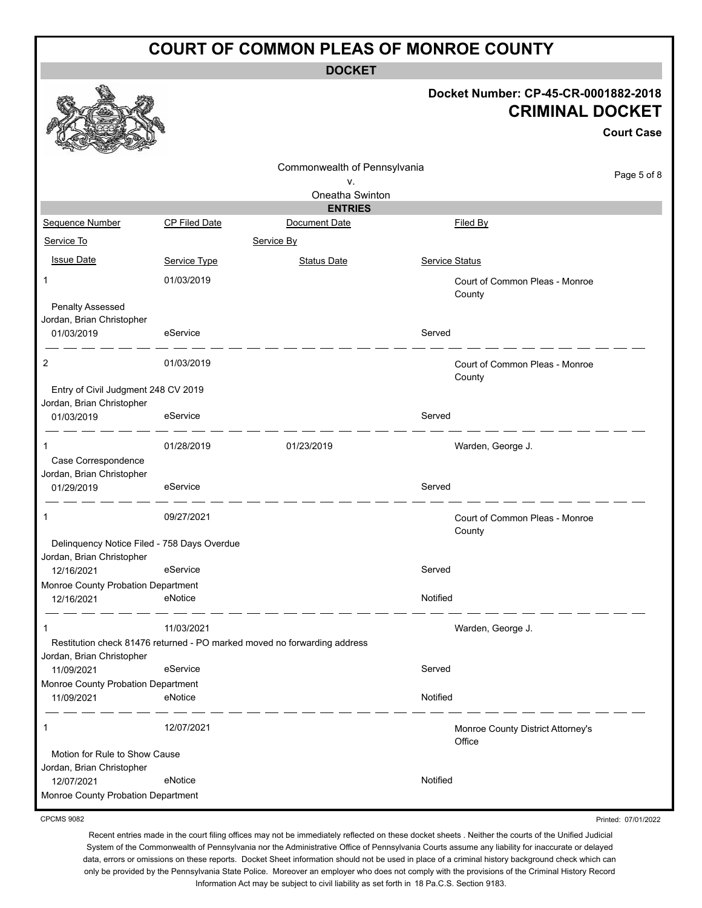# COURT OF COMMON PLEAS OF MONROE COUNTY

## DOCKET

**Docket Number: CP-45-CR-0001882-2018**

**CRIMINAL DOCKET**

**Court Case**

Commonwealth of Pennsylvania
v.
Oneatha Swinton

### ENTRIES

| Sequence Number | CP Filed Date | Document Date | Filed By |
|---|---|---|---|
| Service To | | Service By | |
| Issue Date | Service Type | Status Date | Service Status |
| 1 | 01/03/2019 | | Court of Common Pleas - Monroe County |
| Penalty Assessed | | | |
| Jordan, Brian Christopher | | | |
| 01/03/2019 | eService | | Served |
| 2 | 01/03/2019 | | Court of Common Pleas - Monroe County |
| Entry of Civil Judgment 248 CV 2019 | | | |
| Jordan, Brian Christopher | | | |
| 01/03/2019 | eService | | Served |
| 1 | 01/28/2019 | 01/23/2019 | Warden, George J. |
| Case Correspondence | | | |
| Jordan, Brian Christopher | | | |
| 01/29/2019 | eService | | Served |
| 1 | 09/27/2021 | | Court of Common Pleas - Monroe County |
| Delinquency Notice Filed - 758 Days Overdue | | | |
| Jordan, Brian Christopher | | | |
| 12/16/2021 | eService | | Served |
| Monroe County Probation Department | | | |
| 12/16/2021 | eNotice | | Notified |
| 1 | 11/03/2021 | | Warden, George J. |
| Restitution check 81476 returned - PO marked moved no forwarding address | | | |
| Jordan, Brian Christopher | | | |
| 11/09/2021 | eService | | Served |
| Monroe County Probation Department | | | |
| 11/09/2021 | eNotice | | Notified |
| 1 | 12/07/2021 | | Monroe County District Attorney's Office |
| Motion for Rule to Show Cause | | | |
| Jordan, Brian Christopher | | | |
| 12/07/2021 | eNotice | | Notified |
| Monroe County Probation Department | | | |

CPCMS 9082

Printed: 07/01/2022

Recent entries made in the court filing offices may not be immediately reflected on these docket sheets . Neither the courts of the Unified Judicial System of the Commonwealth of Pennsylvania nor the Administrative Office of Pennsylvania Courts assume any liability for inaccurate or delayed data, errors or omissions on these reports. Docket Sheet information should not be used in place of a criminal history background check which can only be provided by the Pennsylvania State Police. Moreover an employer who does not comply with the provisions of the Criminal History Record Information Act may be subject to civil liability as set forth in 18 Pa.C.S. Section 9183.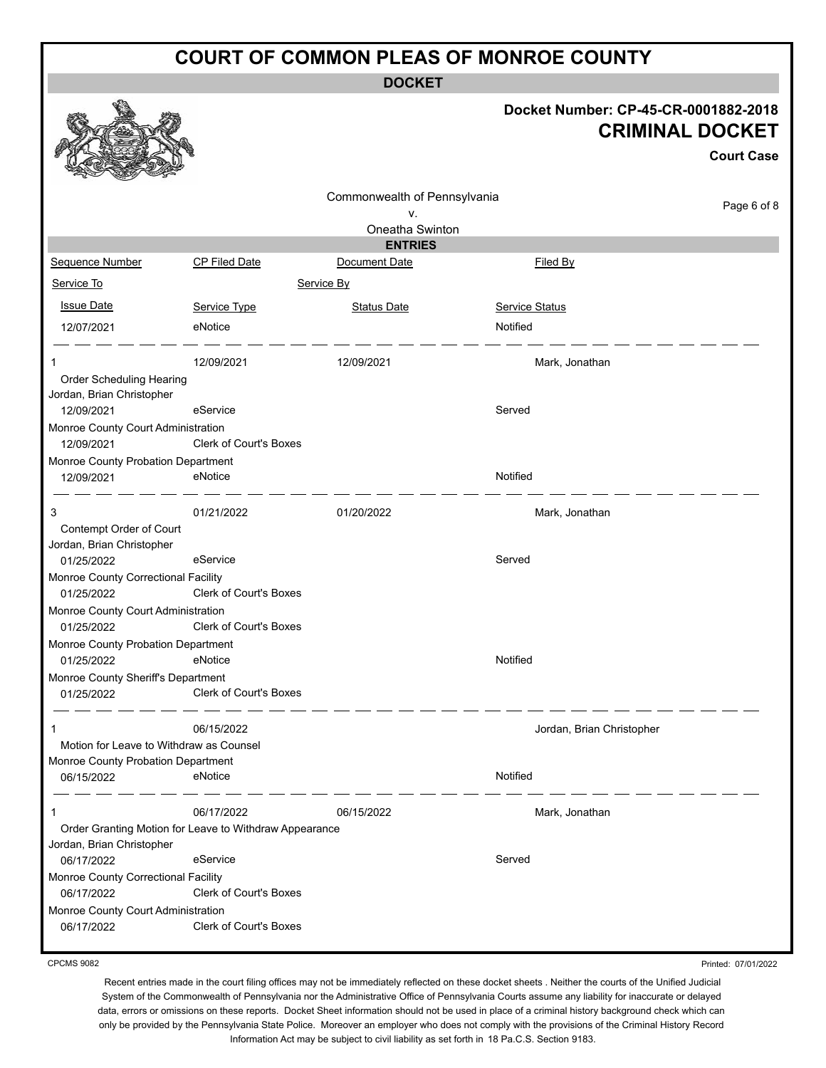# COURT OF COMMON PLEAS OF MONROE COUNTY

**DOCKET**

**Docket Number: CP-45-CR-0001882-2018**

**CRIMINAL DOCKET**

**Court Case**

Commonwealth of Pennsylvania
v.
Oneatha Swinton

## ENTRIES

| Sequence Number | CP Filed Date | Document Date | Filed By |
| --- | --- | --- | --- |
| Service To | | Service By | |
| Issue Date | Service Type | Status Date | Service Status |
| 12/07/2021 | eNotice | | Notified |
| 1 | 12/09/2021 | 12/09/2021 | Mark, Jonathan |
| Order Scheduling Hearing | | | |
| Jordan, Brian Christopher | | | |
| 12/09/2021 | eService | | Served |
| Monroe County Court Administration | | | |
| 12/09/2021 | Clerk of Court's Boxes | | |
| Monroe County Probation Department | | | |
| 12/09/2021 | eNotice | | Notified |
| 3 | 01/21/2022 | 01/20/2022 | Mark, Jonathan |
| Contempt Order of Court | | | |
| Jordan, Brian Christopher | | | |
| 01/25/2022 | eService | | Served |
| Monroe County Correctional Facility | | | |
| 01/25/2022 | Clerk of Court's Boxes | | |
| Monroe County Court Administration | | | |
| 01/25/2022 | Clerk of Court's Boxes | | |
| Monroe County Probation Department | | | |
| 01/25/2022 | eNotice | | Notified |
| Monroe County Sheriff's Department | | | |
| 01/25/2022 | Clerk of Court's Boxes | | |
| 1 | 06/15/2022 | | Jordan, Brian Christopher |
| Motion for Leave to Withdraw as Counsel | | | |
| Monroe County Probation Department | | | |
| 06/15/2022 | eNotice | | Notified |
| 1 | 06/17/2022 | 06/15/2022 | Mark, Jonathan |
| Order Granting Motion for Leave to Withdraw Appearance | | | |
| Jordan, Brian Christopher | | | |
| 06/17/2022 | eService | | Served |
| Monroe County Correctional Facility | | | |
| 06/17/2022 | Clerk of Court's Boxes | | |
| Monroe County Court Administration | | | |
| 06/17/2022 | Clerk of Court's Boxes | | |

CPCMS 9082

Printed: 07/01/2022

Recent entries made in the court filing offices may not be immediately reflected on these docket sheets . Neither the courts of the Unified Judicial System of the Commonwealth of Pennsylvania nor the Administrative Office of Pennsylvania Courts assume any liability for inaccurate or delayed data, errors or omissions on these reports. Docket Sheet information should not be used in place of a criminal history background check which can only be provided by the Pennsylvania State Police. Moreover an employer who does not comply with the provisions of the Criminal History Record Information Act may be subject to civil liability as set forth in 18 Pa.C.S. Section 9183.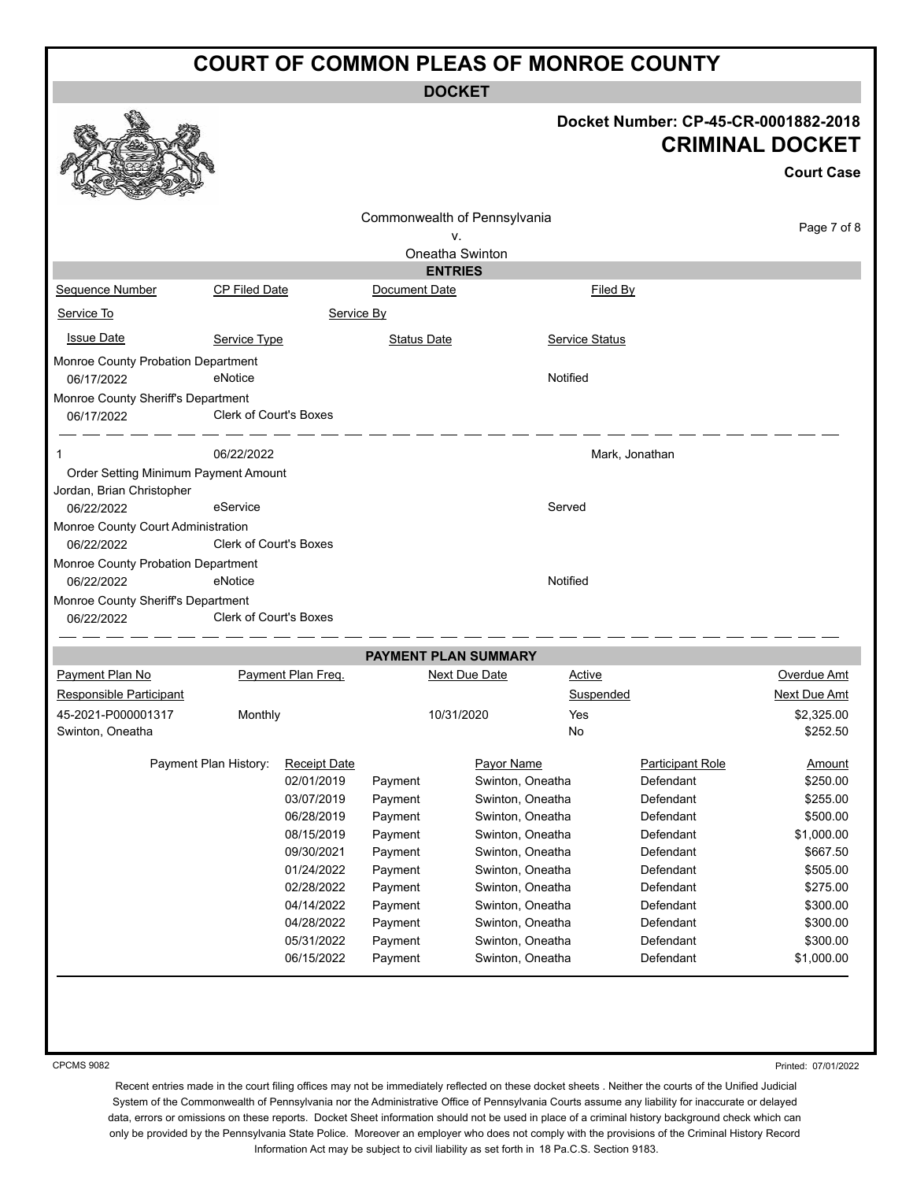# COURT OF COMMON PLEAS OF MONROE COUNTY

**DOCKET**

**Docket Number: CP-45-CR-0001882-2018**

**CRIMINAL DOCKET**

**Court Case**

Commonwealth of Pennsylvania
v.
Oneatha Swinton

## ENTRIES

| Sequence Number | CP Filed Date | Document Date | Filed By |
|---|---|---|---|
| Service To | | Service By | |
| Issue Date | Service Type | Status Date | Service Status |
| Monroe County Probation Department | | | |
| 06/17/2022 | eNotice | | Notified |
| Monroe County Sheriff's Department | | | |
| 06/17/2022 | Clerk of Court's Boxes | | |
| 1 | 06/22/2022 | | Mark, Jonathan |
| Order Setting Minimum Payment Amount | | | |
| Jordan, Brian Christopher | | | |
| 06/22/2022 | eService | | Served |
| Monroe County Court Administration | | | |
| 06/22/2022 | Clerk of Court's Boxes | | |
| Monroe County Probation Department | | | |
| 06/22/2022 | eNotice | | Notified |
| Monroe County Sheriff's Department | | | |
| 06/22/2022 | Clerk of Court's Boxes | | |

## PAYMENT PLAN SUMMARY

| Payment Plan No | Payment Plan Freq. | Next Due Date | Active | Overdue Amt |
|---|---|---|---|---|
| Responsible Participant | | | Suspended | Next Due Amt |
| 45-2021-P000001317 | Monthly | 10/31/2020 | Yes | $2,325.00 |
| Swinton, Oneatha | | | No | $252.50 |

Payment Plan History:

| Receipt Date | | Payor Name | Participant Role | Amount |
|---|---|---|---|---|
| 02/01/2019 | Payment | Swinton, Oneatha | Defendant | $250.00 |
| 03/07/2019 | Payment | Swinton, Oneatha | Defendant | $255.00 |
| 06/28/2019 | Payment | Swinton, Oneatha | Defendant | $500.00 |
| 08/15/2019 | Payment | Swinton, Oneatha | Defendant | $1,000.00 |
| 09/30/2021 | Payment | Swinton, Oneatha | Defendant | $667.50 |
| 01/24/2022 | Payment | Swinton, Oneatha | Defendant | $505.00 |
| 02/28/2022 | Payment | Swinton, Oneatha | Defendant | $275.00 |
| 04/14/2022 | Payment | Swinton, Oneatha | Defendant | $300.00 |
| 04/28/2022 | Payment | Swinton, Oneatha | Defendant | $300.00 |
| 05/31/2022 | Payment | Swinton, Oneatha | Defendant | $300.00 |
| 06/15/2022 | Payment | Swinton, Oneatha | Defendant | $1,000.00 |

CPCMS 9082

Printed: 07/01/2022

Recent entries made in the court filing offices may not be immediately reflected on these docket sheets . Neither the courts of the Unified Judicial System of the Commonwealth of Pennsylvania nor the Administrative Office of Pennsylvania Courts assume any liability for inaccurate or delayed data, errors or omissions on these reports. Docket Sheet information should not be used in place of a criminal history background check which can only be provided by the Pennsylvania State Police. Moreover an employer who does not comply with the provisions of the Criminal History Record Information Act may be subject to civil liability as set forth in 18 Pa.C.S. Section 9183.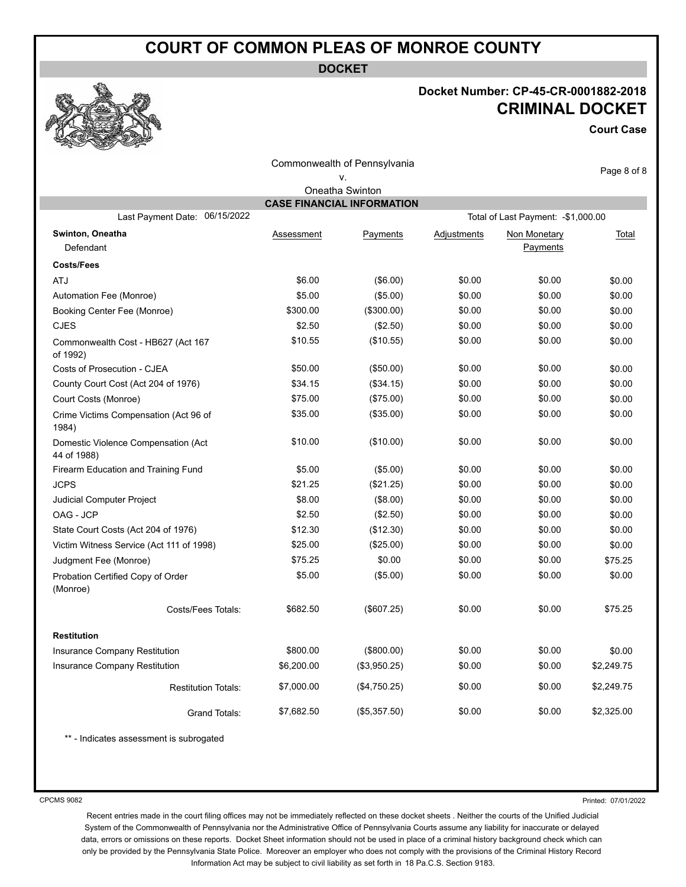# COURT OF COMMON PLEAS OF MONROE COUNTY

**DOCKET**

**Docket Number: CP-45-CR-0001882-2018**

## CRIMINAL DOCKET

**Court Case**

Commonwealth of Pennsylvania
v.
Oneatha Swinton

### CASE FINANCIAL INFORMATION

Last Payment Date: 06/15/2022 — Total of Last Payment: -$1,000.00

| Swinton, Oneatha<br>Defendant | Assessment | Payments | Adjustments | Non Monetary Payments | Total |
|---|---|---|---|---|---|
| **Costs/Fees** | | | | | |
| ATJ | $6.00 | ($6.00) | $0.00 | $0.00 | $0.00 |
| Automation Fee (Monroe) | $5.00 | ($5.00) | $0.00 | $0.00 | $0.00 |
| Booking Center Fee (Monroe) | $300.00 | ($300.00) | $0.00 | $0.00 | $0.00 |
| CJES | $2.50 | ($2.50) | $0.00 | $0.00 | $0.00 |
| Commonwealth Cost - HB627 (Act 167 of 1992) | $10.55 | ($10.55) | $0.00 | $0.00 | $0.00 |
| Costs of Prosecution - CJEA | $50.00 | ($50.00) | $0.00 | $0.00 | $0.00 |
| County Court Cost (Act 204 of 1976) | $34.15 | ($34.15) | $0.00 | $0.00 | $0.00 |
| Court Costs (Monroe) | $75.00 | ($75.00) | $0.00 | $0.00 | $0.00 |
| Crime Victims Compensation (Act 96 of 1984) | $35.00 | ($35.00) | $0.00 | $0.00 | $0.00 |
| Domestic Violence Compensation (Act 44 of 1988) | $10.00 | ($10.00) | $0.00 | $0.00 | $0.00 |
| Firearm Education and Training Fund | $5.00 | ($5.00) | $0.00 | $0.00 | $0.00 |
| JCPS | $21.25 | ($21.25) | $0.00 | $0.00 | $0.00 |
| Judicial Computer Project | $8.00 | ($8.00) | $0.00 | $0.00 | $0.00 |
| OAG - JCP | $2.50 | ($2.50) | $0.00 | $0.00 | $0.00 |
| State Court Costs (Act 204 of 1976) | $12.30 | ($12.30) | $0.00 | $0.00 | $0.00 |
| Victim Witness Service (Act 111 of 1998) | $25.00 | ($25.00) | $0.00 | $0.00 | $0.00 |
| Judgment Fee (Monroe) | $75.25 | $0.00 | $0.00 | $0.00 | $75.25 |
| Probation Certified Copy of Order (Monroe) | $5.00 | ($5.00) | $0.00 | $0.00 | $0.00 |
| Costs/Fees Totals: | $682.50 | ($607.25) | $0.00 | $0.00 | $75.25 |
| **Restitution** | | | | | |
| Insurance Company Restitution | $800.00 | ($800.00) | $0.00 | $0.00 | $0.00 |
| Insurance Company Restitution | $6,200.00 | ($3,950.25) | $0.00 | $0.00 | $2,249.75 |
| Restitution Totals: | $7,000.00 | ($4,750.25) | $0.00 | $0.00 | $2,249.75 |
| Grand Totals: | $7,682.50 | ($5,357.50) | $0.00 | $0.00 | $2,325.00 |

** - Indicates assessment is subrogated

CPCMS 9082

Printed: 07/01/2022

Recent entries made in the court filing offices may not be immediately reflected on these docket sheets . Neither the courts of the Unified Judicial System of the Commonwealth of Pennsylvania nor the Administrative Office of Pennsylvania Courts assume any liability for inaccurate or delayed data, errors or omissions on these reports. Docket Sheet information should not be used in place of a criminal history background check which can only be provided by the Pennsylvania State Police. Moreover an employer who does not comply with the provisions of the Criminal History Record Information Act may be subject to civil liability as set forth in 18 Pa.C.S. Section 9183.